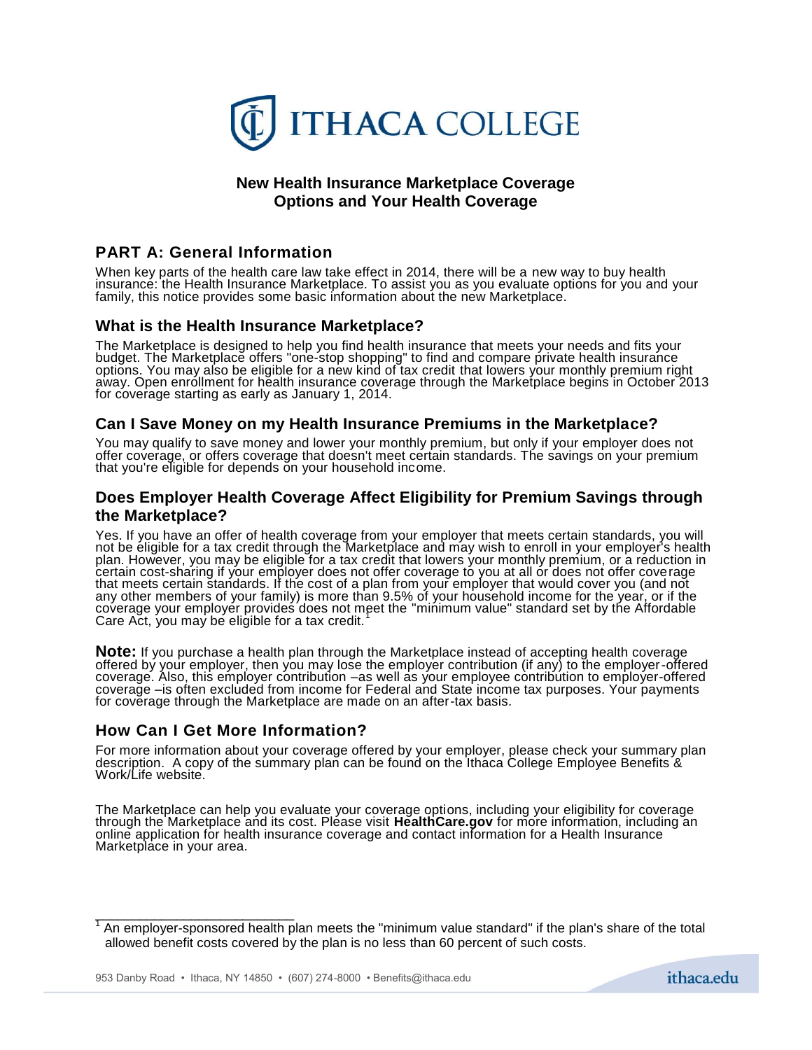# ITHACA COLLEGE

## New Health Insurance Marketplace Coverage Options and Your Health Coverage

## PART A: General Information

When key parts of the health care law take effect in 2014, there will be a new way to buy health insurance: the Health Insurance Marketplace. To assist you as you evaluate options for you and your family, this notice provides some basic information about the new Marketplace.

### What is the Health Insurance Marketplace?

The Marketplace is designed to help you find health insurance that meets your needs and fits your budget. The Marketplace offers "one-stop shopping" to find and compare private health insurance options. You may also be eligible for a new kind of tax credit that lowers your monthly premium right away. Open enrollment for health insurance coverage through the Marketplace begins in October 2013 for coverage starting as early as January 1, 2014.

### Can I Save Money on my Health Insurance Premiums in the Marketplace?

You may qualify to save money and lower your monthly premium, but only if your employer does not offer coverage, or offers coverage that doesn't meet certain standards. The savings on your premium that you're eligible for depends on your household income.

### Does Employer Health Coverage Affect Eligibility for Premium Savings through the Marketplace?

Yes. If you have an offer of health coverage from your employer that meets certain standards, you will not be eligible for a tax credit through the Marketplace and may wish to enroll in your employer's health plan. However, you may be eligible for a tax credit that lowers your monthly premium, or a reduction in certain cost-sharing if your employer does not offer coverage to you at all or does not offer coverage that meets certain standards. If the cost of a plan from your employer that would cover you (and not any other members of your family) is more than 9.5% of your household income for the year, or if the coverage your employer provides does not meet the "minimum value" standard set by the Affordable Care Act, you may be eligible for a tax credit.[1]

**Note:** If you purchase a health plan through the Marketplace instead of accepting health coverage offered by your employer, then you may lose the employer contribution (if any) to the employer-offered coverage. Also, this employer contribution –as well as your employee contribution to employer-offered coverage –is often excluded from income for Federal and State income tax purposes. Your payments for coverage through the Marketplace are made on an after-tax basis.

### How Can I Get More Information?

For more information about your coverage offered by your employer, please check your summary plan description. A copy of the summary plan can be found on the Ithaca College Employee Benefits & Work/Life website.

The Marketplace can help you evaluate your coverage options, including your eligibility for coverage through the Marketplace and its cost. Please visit **HealthCare.gov** for more information, including an online application for health insurance coverage and contact information for a Health Insurance Marketplace in your area.

---

[1] An employer-sponsored health plan meets the "minimum value standard" if the plan's share of the total allowed benefit costs covered by the plan is no less than 60 percent of such costs.

953 Danby Road • Ithaca, NY 14850 • (607) 274-8000 • Benefits@ithaca.edu

ithaca.edu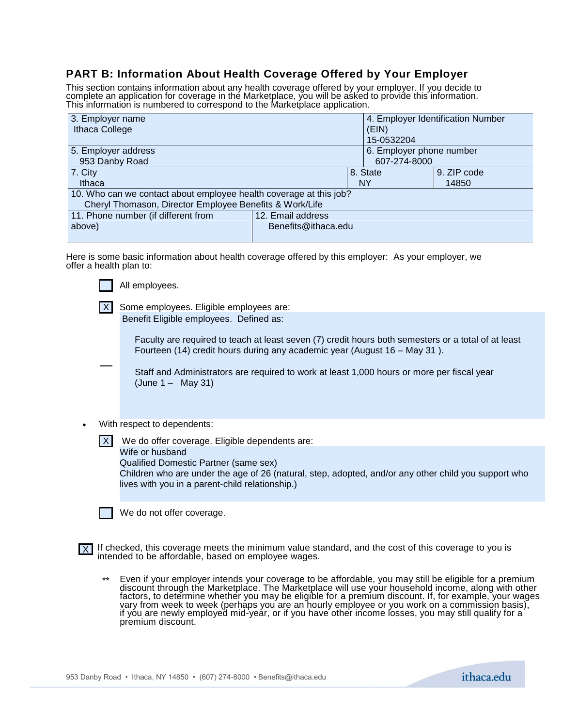## PART B: Information About Health Coverage Offered by Your Employer

This section contains information about any health coverage offered by your employer. If you decide to complete an application for coverage in the Marketplace, you will be asked to provide this information. This information is numbered to correspond to the Marketplace application.

| 3. Employer name<br>Ithaca College | | 4. Employer Identification Number (EIN)<br>15-0532204 |
|---|---|---|
| 5. Employer address<br>953 Danby Road | | 6. Employer phone number<br>607-274-8000 |
| 7. City<br>Ithaca | 8. State<br>NY | 9. ZIP code<br>14850 |
| 10. Who can we contact about employee health coverage at this job?<br>Cheryl Thomason, Director Employee Benefits & Work/Life | | |
| 11. Phone number (if different from above) | 12. Email address<br>Benefits@ithaca.edu | |

Here is some basic information about health coverage offered by this employer: As your employer, we offer a health plan to:

- [ ] All employees.
- [X] Some employees. Eligible employees are:
  Benefit Eligible employees. Defined as:

  Faculty are required to teach at least seven (7) credit hours both semesters or a total of at least Fourteen (14) credit hours during any academic year (August 16 – May 31 ).

  Staff and Administrators are required to work at least 1,000 hours or more per fiscal year (June 1 – May 31)

- With respect to dependents:
  - [X] We do offer coverage. Eligible dependents are:
    Wife or husband
    Qualified Domestic Partner (same sex)
    Children who are under the age of 26 (natural, step, adopted, and/or any other child you support who lives with you in a parent-child relationship.)
  - [ ] We do not offer coverage.

[X] If checked, this coverage meets the minimum value standard, and the cost of this coverage to you is intended to be affordable, based on employee wages.

** Even if your employer intends your coverage to be affordable, you may still be eligible for a premium discount through the Marketplace. The Marketplace will use your household income, along with other factors, to determine whether you may be eligible for a premium discount. If, for example, your wages vary from week to week (perhaps you are an hourly employee or you work on a commission basis), if you are newly employed mid-year, or if you have other income losses, you may still qualify for a premium discount.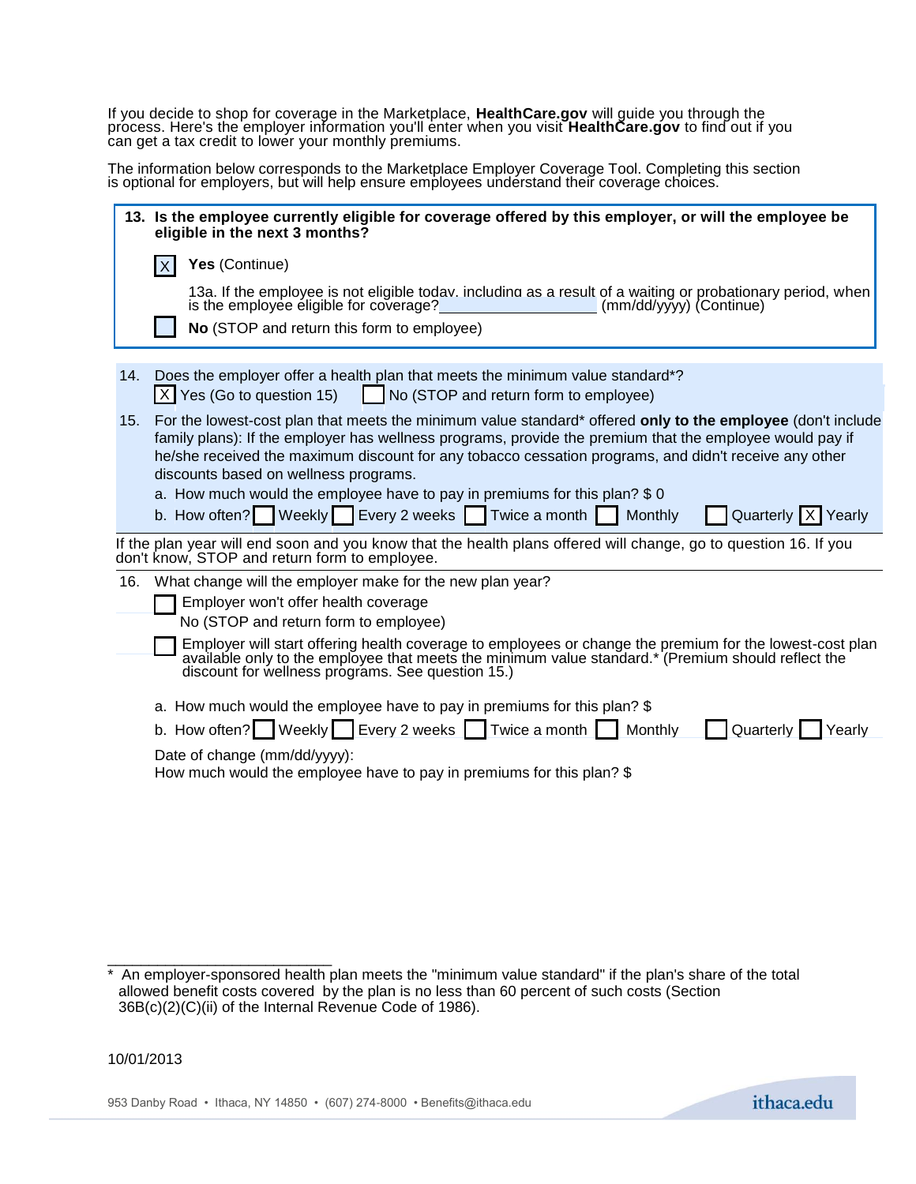If you decide to shop for coverage in the Marketplace, **HealthCare.gov** will guide you through the process. Here's the employer information you'll enter when you visit **HealthCare.gov** to find out if you can get a tax credit to lower your monthly premiums.

The information below corresponds to the Marketplace Employer Coverage Tool. Completing this section is optional for employers, but will help ensure employees understand their coverage choices.

**13. Is the employee currently eligible for coverage offered by this employer, or will the employee be eligible in the next 3 months?**

[X] **Yes** (Continue)

13a. If the employee is not eligible today, including as a result of a waiting or probationary period, when is the employee eligible for coverage? ____________________ (mm/dd/yyyy) (Continue)

[ ] **No** (STOP and return this form to employee)

14. Does the employer offer a health plan that meets the minimum value standard*?
[X] Yes (Go to question 15) [ ] No (STOP and return form to employee)

15. For the lowest-cost plan that meets the minimum value standard* offered **only to the employee** (don't include family plans): If the employer has wellness programs, provide the premium that the employee would pay if he/she received the maximum discount for any tobacco cessation programs, and didn't receive any other discounts based on wellness programs.

a. How much would the employee have to pay in premiums for this plan? $ 0

b. How often? [ ] Weekly [ ] Every 2 weeks [ ] Twice a month [ ] Monthly [ ] Quarterly [X] Yearly

If the plan year will end soon and you know that the health plans offered will change, go to question 16. If you don't know, STOP and return form to employee.

16. What change will the employer make for the new plan year?

[ ] Employer won't offer health coverage
No (STOP and return form to employee)

[ ] Employer will start offering health coverage to employees or change the premium for the lowest-cost plan available only to the employee that meets the minimum value standard.* (Premium should reflect the discount for wellness programs. See question 15.)

a. How much would the employee have to pay in premiums for this plan? $

b. How often? [ ] Weekly [ ] Every 2 weeks [ ] Twice a month [ ] Monthly [ ] Quarterly [ ] Yearly

Date of change (mm/dd/yyyy):
How much would the employee have to pay in premiums for this plan? $

---

* An employer-sponsored health plan meets the "minimum value standard" if the plan's share of the total allowed benefit costs covered by the plan is no less than 60 percent of such costs (Section 36B(c)(2)(C)(ii) of the Internal Revenue Code of 1986).

10/01/2013

953 Danby Road • Ithaca, NY 14850 • (607) 274-8000 • Benefits@ithaca.edu

ithaca.edu